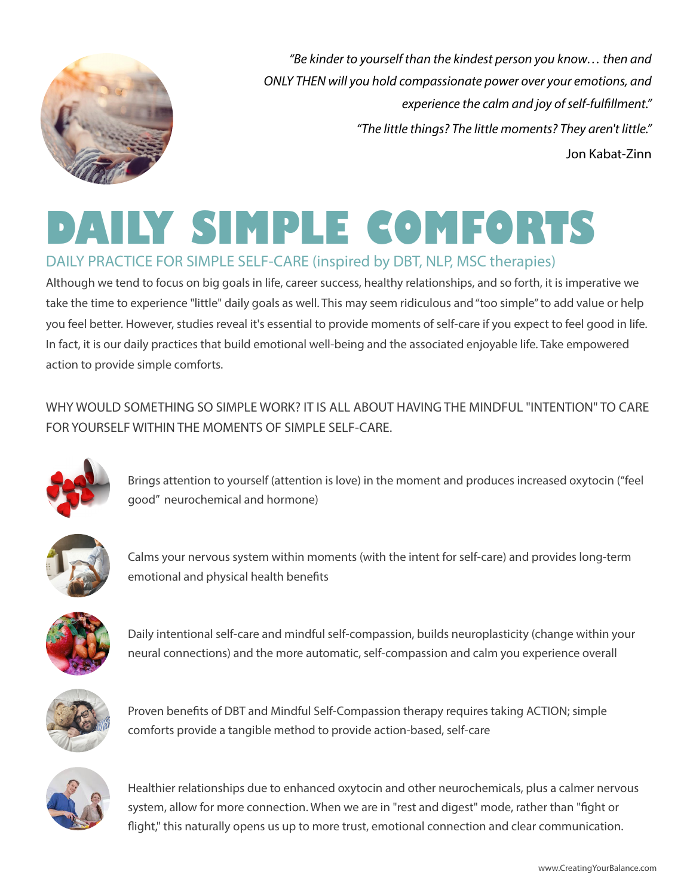*"Be kinder to yourself than the kindest person you know… then and ONLY THEN will you hold compassionate power over your emotions, and experience the calm and joy of self-fulfillment."*

*"The little things? The little moments? They aren't little."*

Jon Kabat-Zinn

# DAILY SIMPLE COMFORTS

## DAILY PRACTICE FOR SIMPLE SELF-CARE (inspired by DBT, NLP, MSC therapies)

Although we tend to focus on big goals in life, career success, healthy relationships, and so forth, it is imperative we take the time to experience "little" daily goals as well. This may seem ridiculous and "too simple" to add value or help you feel better. However, studies reveal it's essential to provide moments of self-care if you expect to feel good in life. In fact, it is our daily practices that build emotional well-being and the associated enjoyable life. Take empowered action to provide simple comforts.

WHY WOULD SOMETHING SO SIMPLE WORK? IT IS ALL ABOUT HAVING THE MINDFUL "INTENTION" TO CARE FOR YOURSELF WITHIN THE MOMENTS OF SIMPLE SELF-CARE.

- Brings attention to yourself (attention is love) in the moment and produces increased oxytocin ("feel good" neurochemical and hormone)
- Calms your nervous system within moments (with the intent for self-care) and provides long-term emotional and physical health benefits
- Daily intentional self-care and mindful self-compassion, builds neuroplasticity (change within your neural connections) and the more automatic, self-compassion and calm you experience overall
- Proven benefits of DBT and Mindful Self-Compassion therapy requires taking ACTION; simple comforts provide a tangible method to provide action-based, self-care
- Healthier relationships due to enhanced oxytocin and other neurochemicals, plus a calmer nervous system, allow for more connection. When we are in "rest and digest" mode, rather than "fight or flight," this naturally opens us up to more trust, emotional connection and clear communication.

www.CreatingYourBalance.com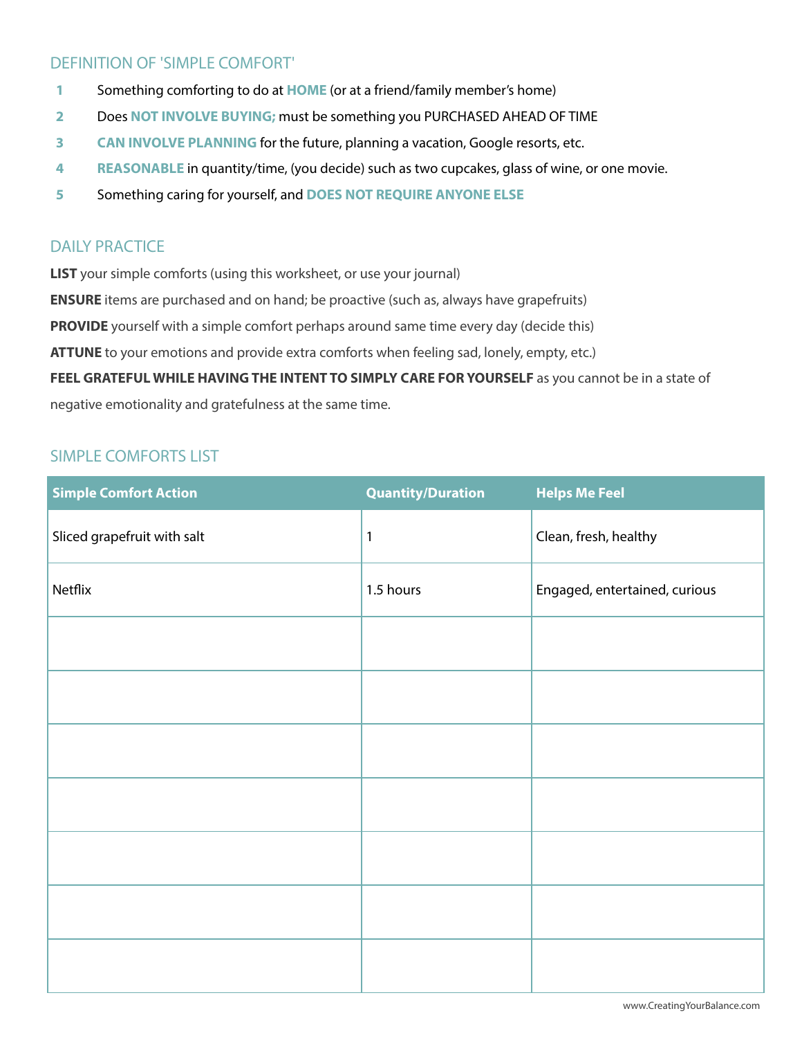## DEFINITION OF 'SIMPLE COMFORT'

1. Something comforting to do at **HOME** (or at a friend/family member's home)
2. Does **NOT INVOLVE BUYING;** must be something you PURCHASED AHEAD OF TIME
3. **CAN INVOLVE PLANNING** for the future, planning a vacation, Google resorts, etc.
4. **REASONABLE** in quantity/time, (you decide) such as two cupcakes, glass of wine, or one movie.
5. Something caring for yourself, and **DOES NOT REQUIRE ANYONE ELSE**

## DAILY PRACTICE

**LIST** your simple comforts (using this worksheet, or use your journal)

**ENSURE** items are purchased and on hand; be proactive (such as, always have grapefruits)

**PROVIDE** yourself with a simple comfort perhaps around same time every day (decide this)

**ATTUNE** to your emotions and provide extra comforts when feeling sad, lonely, empty, etc.)

**FEEL GRATEFUL WHILE HAVING THE INTENT TO SIMPLY CARE FOR YOURSELF** as you cannot be in a state of negative emotionality and gratefulness at the same time.

## SIMPLE COMFORTS LIST

| Simple Comfort Action | Quantity/Duration | Helps Me Feel |
|---|---|---|
| Sliced grapefruit with salt | 1 | Clean, fresh, healthy |
| Netflix | 1.5 hours | Engaged, entertained, curious |
| | | |
| | | |
| | | |
| | | |
| | | |
| | | |
| | | |

www.CreatingYourBalance.com